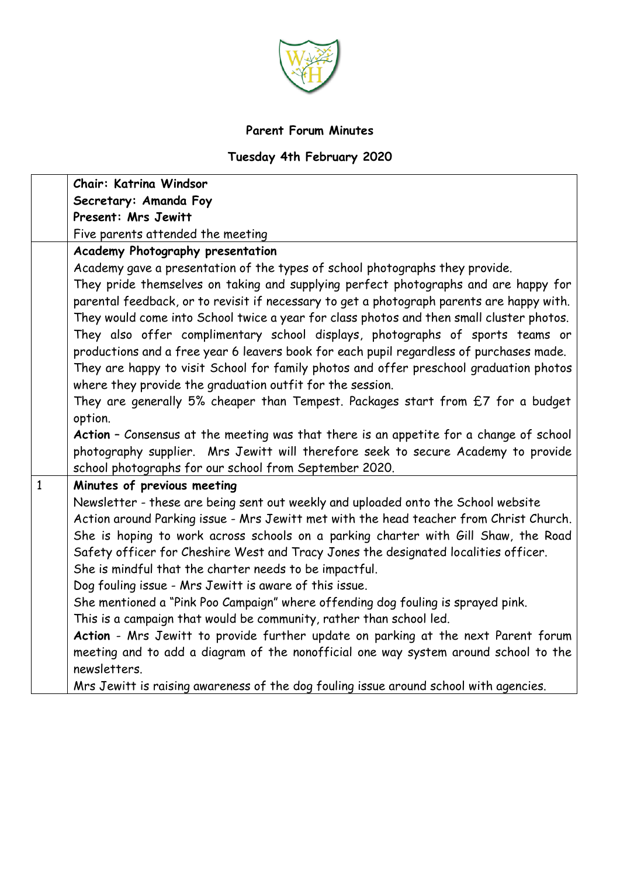**Parent Forum Minutes**

**Tuesday 4th February 2020**

| | |
|---|---|
| | **Chair: Katrina Windsor**<br>**Secretary: Amanda Foy**<br>**Present: Mrs Jewitt**<br>Five parents attended the meeting |
| | **Academy Photography presentation**<br>Academy gave a presentation of the types of school photographs they provide.<br>They pride themselves on taking and supplying perfect photographs and are happy for parental feedback, or to revisit if necessary to get a photograph parents are happy with.<br>They would come into School twice a year for class photos and then small cluster photos.<br>They also offer complimentary school displays, photographs of sports teams or productions and a free year 6 leavers book for each pupil regardless of purchases made.<br>They are happy to visit School for family photos and offer preschool graduation photos where they provide the graduation outfit for the session.<br>They are generally 5% cheaper than Tempest. Packages start from £7 for a budget option.<br>**Action** – Consensus at the meeting was that there is an appetite for a change of school photography supplier. Mrs Jewitt will therefore seek to secure Academy to provide school photographs for our school from September 2020. |
| 1 | **Minutes of previous meeting**<br>Newsletter - these are being sent out weekly and uploaded onto the School website<br>Action around Parking issue - Mrs Jewitt met with the head teacher from Christ Church. She is hoping to work across schools on a parking charter with Gill Shaw, the Road Safety officer for Cheshire West and Tracy Jones the designated localities officer.<br>She is mindful that the charter needs to be impactful.<br>Dog fouling issue - Mrs Jewitt is aware of this issue.<br>She mentioned a "Pink Poo Campaign" where offending dog fouling is sprayed pink.<br>This is a campaign that would be community, rather than school led.<br>**Action** - Mrs Jewitt to provide further update on parking at the next Parent forum meeting and to add a diagram of the nonofficial one way system around school to the newsletters.<br>Mrs Jewitt is raising awareness of the dog fouling issue around school with agencies. |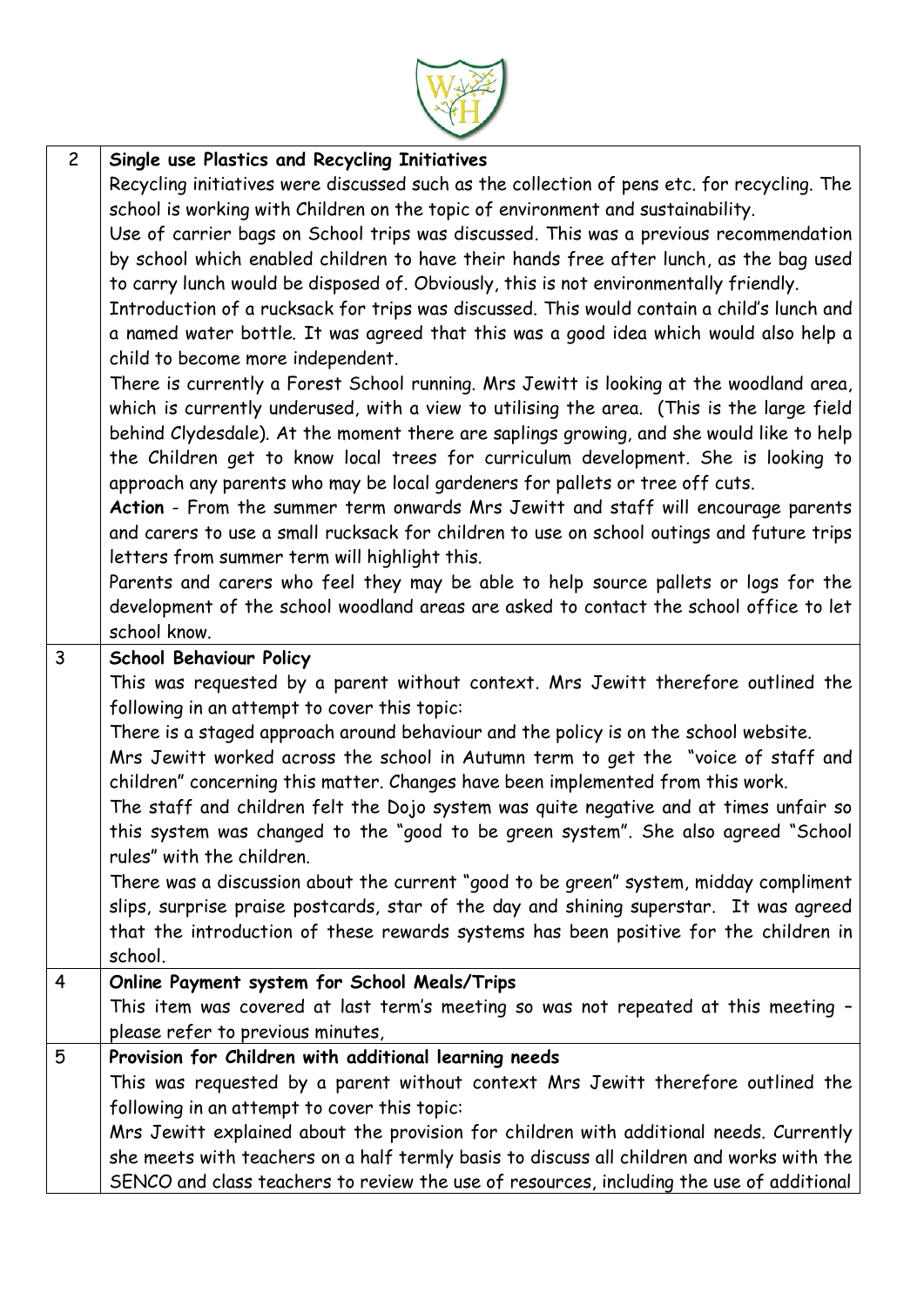| | |
|---|---|
| 2 | **Single use Plastics and Recycling Initiatives**<br>Recycling initiatives were discussed such as the collection of pens etc. for recycling. The school is working with Children on the topic of environment and sustainability.<br>Use of carrier bags on School trips was discussed. This was a previous recommendation by school which enabled children to have their hands free after lunch, as the bag used to carry lunch would be disposed of. Obviously, this is not environmentally friendly.<br>Introduction of a rucksack for trips was discussed. This would contain a child's lunch and a named water bottle. It was agreed that this was a good idea which would also help a child to become more independent.<br>There is currently a Forest School running. Mrs Jewitt is looking at the woodland area, which is currently underused, with a view to utilising the area. (This is the large field behind Clydesdale). At the moment there are saplings growing, and she would like to help the Children get to know local trees for curriculum development. She is looking to approach any parents who may be local gardeners for pallets or tree off cuts.<br>**Action** - From the summer term onwards Mrs Jewitt and staff will encourage parents and carers to use a small rucksack for children to use on school outings and future trips letters from summer term will highlight this.<br>Parents and carers who feel they may be able to help source pallets or logs for the development of the school woodland areas are asked to contact the school office to let school know. |
| 3 | **School Behaviour Policy**<br>This was requested by a parent without context. Mrs Jewitt therefore outlined the following in an attempt to cover this topic:<br>There is a staged approach around behaviour and the policy is on the school website.<br>Mrs Jewitt worked across the school in Autumn term to get the "voice of staff and children" concerning this matter. Changes have been implemented from this work.<br>The staff and children felt the Dojo system was quite negative and at times unfair so this system was changed to the "good to be green system". She also agreed "School rules" with the children.<br>There was a discussion about the current "good to be green" system, midday compliment slips, surprise praise postcards, star of the day and shining superstar. It was agreed that the introduction of these rewards systems has been positive for the children in school. |
| 4 | **Online Payment system for School Meals/Trips**<br>This item was covered at last term's meeting so was not repeated at this meeting – please refer to previous minutes, |
| 5 | **Provision for Children with additional learning needs**<br>This was requested by a parent without context Mrs Jewitt therefore outlined the following in an attempt to cover this topic:<br>Mrs Jewitt explained about the provision for children with additional needs. Currently she meets with teachers on a half termly basis to discuss all children and works with the SENCO and class teachers to review the use of resources, including the use of additional |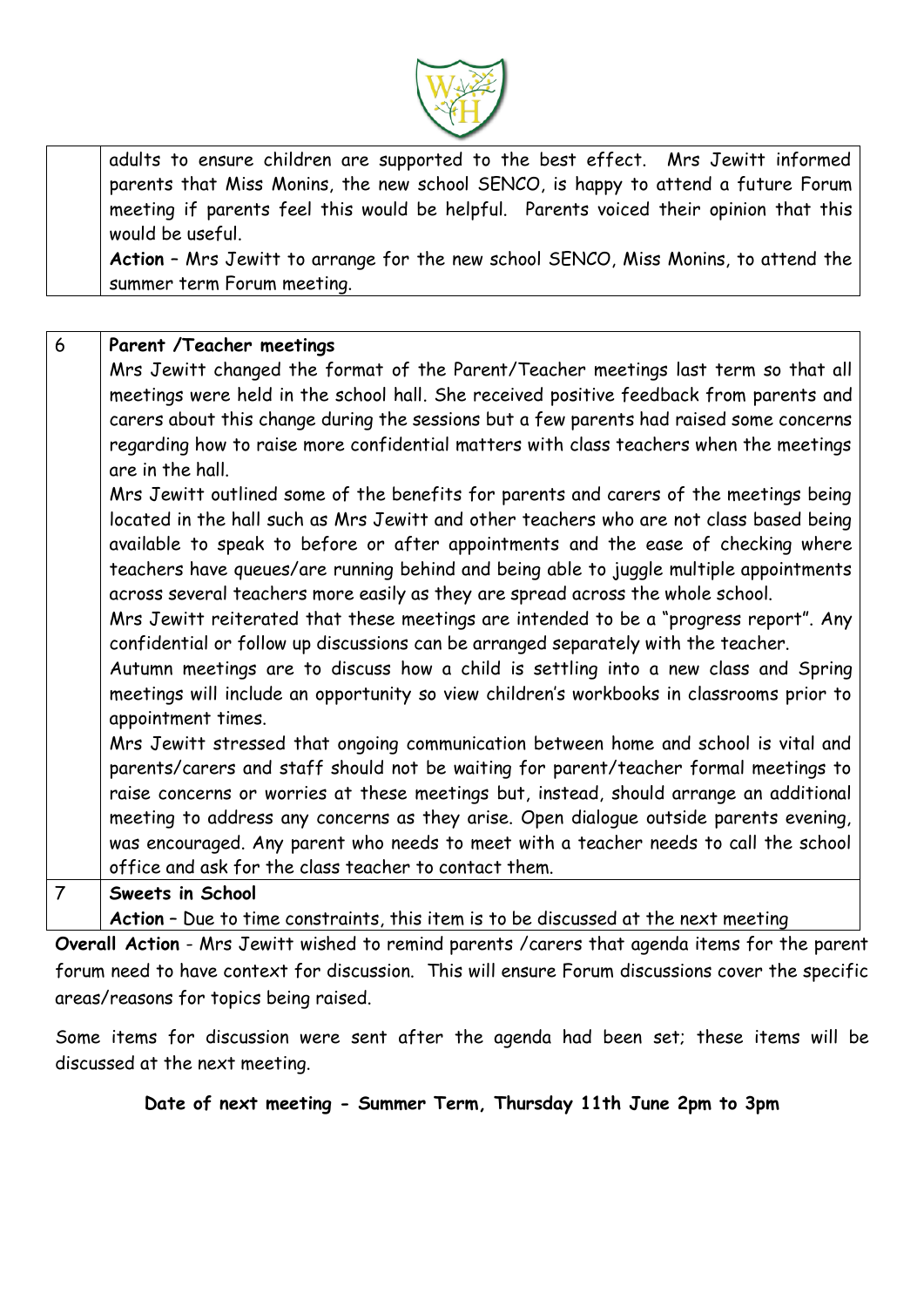| | |
|---|---|
| | adults to ensure children are supported to the best effect. Mrs Jewitt informed parents that Miss Monins, the new school SENCO, is happy to attend a future Forum meeting if parents feel this would be helpful. Parents voiced their opinion that this would be useful.<br>**Action** – Mrs Jewitt to arrange for the new school SENCO, Miss Monins, to attend the summer term Forum meeting. |

| | |
|---|---|
| 6 | **Parent /Teacher meetings**<br>Mrs Jewitt changed the format of the Parent/Teacher meetings last term so that all meetings were held in the school hall. She received positive feedback from parents and carers about this change during the sessions but a few parents had raised some concerns regarding how to raise more confidential matters with class teachers when the meetings are in the hall.<br>Mrs Jewitt outlined some of the benefits for parents and carers of the meetings being located in the hall such as Mrs Jewitt and other teachers who are not class based being available to speak to before or after appointments and the ease of checking where teachers have queues/are running behind and being able to juggle multiple appointments across several teachers more easily as they are spread across the whole school.<br>Mrs Jewitt reiterated that these meetings are intended to be a "progress report". Any confidential or follow up discussions can be arranged separately with the teacher.<br>Autumn meetings are to discuss how a child is settling into a new class and Spring meetings will include an opportunity so view children's workbooks in classrooms prior to appointment times.<br>Mrs Jewitt stressed that ongoing communication between home and school is vital and parents/carers and staff should not be waiting for parent/teacher formal meetings to raise concerns or worries at these meetings but, instead, should arrange an additional meeting to address any concerns as they arise. Open dialogue outside parents evening, was encouraged. Any parent who needs to meet with a teacher needs to call the school office and ask for the class teacher to contact them. |
| 7 | **Sweets in School**<br>**Action** – Due to time constraints, this item is to be discussed at the next meeting |

**Overall Action** - Mrs Jewitt wished to remind parents /carers that agenda items for the parent forum need to have context for discussion. This will ensure Forum discussions cover the specific areas/reasons for topics being raised.

Some items for discussion were sent after the agenda had been set; these items will be discussed at the next meeting.

**Date of next meeting - Summer Term, Thursday 11th June 2pm to 3pm**